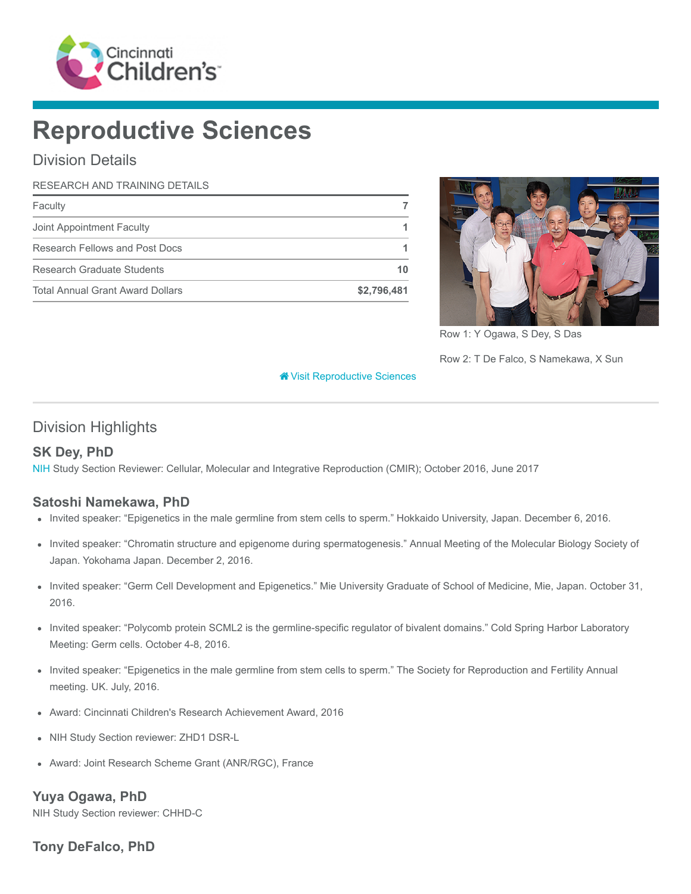# Reproductive Sciences

## Division Details

| RESEARCH AND TRAINING DETAILS | |
|---|---|
| Faculty | 7 |
| Joint Appointment Faculty | 1 |
| Research Fellows and Post Docs | 1 |
| Research Graduate Students | 10 |
| Total Annual Grant Award Dollars | $2,796,481 |

Row 1: Y Ogawa, S Dey, S Das

Row 2: T De Falco, S Namekawa, X Sun

Visit Reproductive Sciences

## Division Highlights

### SK Dey, PhD

NIH Study Section Reviewer: Cellular, Molecular and Integrative Reproduction (CMIR); October 2016, June 2017

### Satoshi Namekawa, PhD

- Invited speaker: "Epigenetics in the male germline from stem cells to sperm." Hokkaido University, Japan. December 6, 2016.
- Invited speaker: "Chromatin structure and epigenome during spermatogenesis." Annual Meeting of the Molecular Biology Society of Japan. Yokohama Japan. December 2, 2016.
- Invited speaker: "Germ Cell Development and Epigenetics." Mie University Graduate of School of Medicine, Mie, Japan. October 31, 2016.
- Invited speaker: "Polycomb protein SCML2 is the germline-specific regulator of bivalent domains." Cold Spring Harbor Laboratory Meeting: Germ cells. October 4-8, 2016.
- Invited speaker: "Epigenetics in the male germline from stem cells to sperm." The Society for Reproduction and Fertility Annual meeting. UK. July, 2016.
- Award: Cincinnati Children's Research Achievement Award, 2016
- NIH Study Section reviewer: ZHD1 DSR-L
- Award: Joint Research Scheme Grant (ANR/RGC), France

### Yuya Ogawa, PhD

NIH Study Section reviewer: CHHD-C

### Tony DeFalco, PhD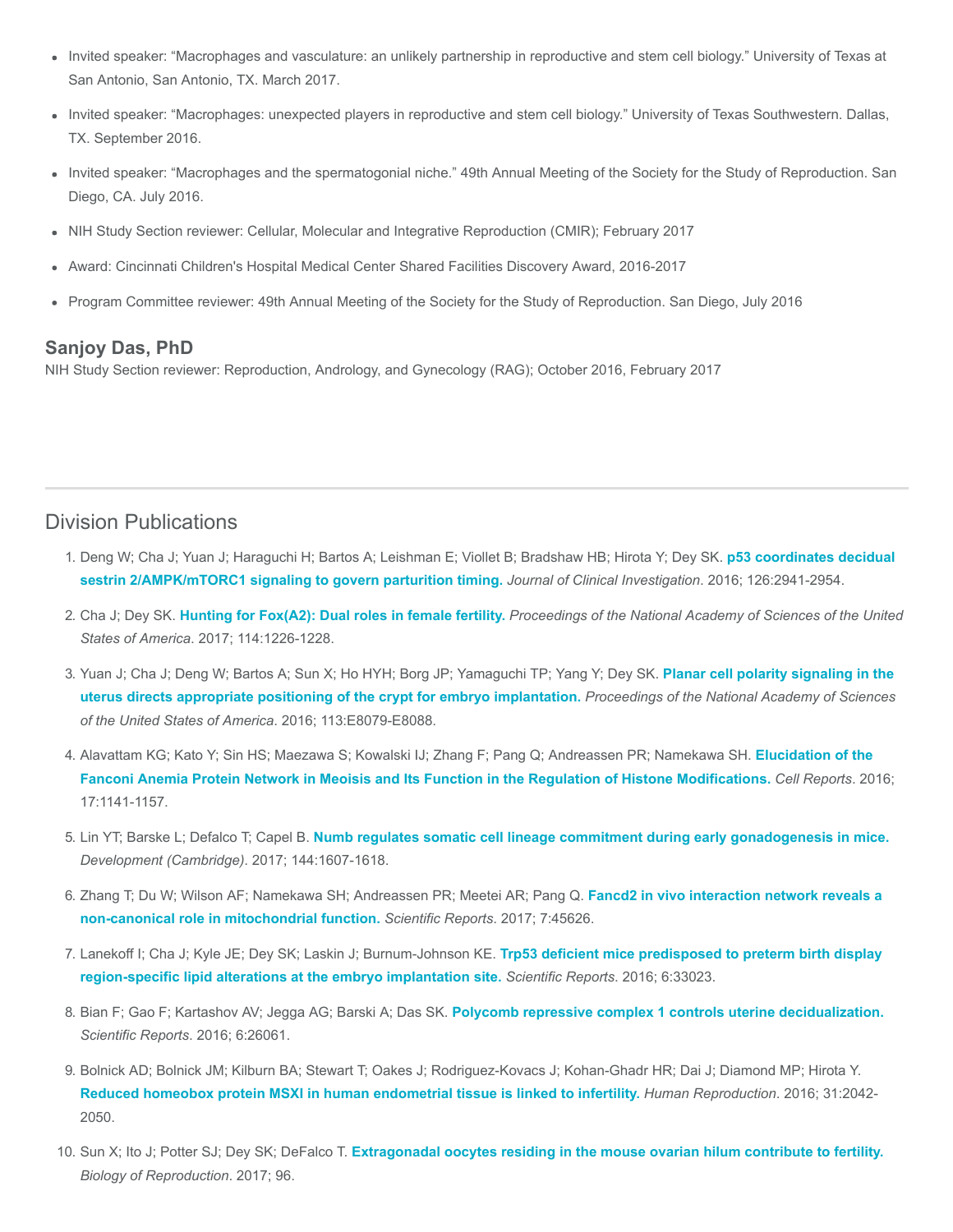- Invited speaker: “Macrophages and vasculature: an unlikely partnership in reproductive and stem cell biology.” University of Texas at San Antonio, San Antonio, TX. March 2017.
- Invited speaker: “Macrophages: unexpected players in reproductive and stem cell biology.” University of Texas Southwestern. Dallas, TX. September 2016.
- Invited speaker: “Macrophages and the spermatogonial niche.” 49th Annual Meeting of the Society for the Study of Reproduction. San Diego, CA. July 2016.
- NIH Study Section reviewer: Cellular, Molecular and Integrative Reproduction (CMIR); February 2017
- Award: Cincinnati Children's Hospital Medical Center Shared Facilities Discovery Award, 2016-2017
- Program Committee reviewer: 49th Annual Meeting of the Society for the Study of Reproduction. San Diego, July 2016

### Sanjoy Das, PhD

NIH Study Section reviewer: Reproduction, Andrology, and Gynecology (RAG); October 2016, February 2017

## Division Publications

1. Deng W; Cha J; Yuan J; Haraguchi H; Bartos A; Leishman E; Viollet B; Bradshaw HB; Hirota Y; Dey SK. **p53 coordinates decidual sestrin 2/AMPK/mTORC1 signaling to govern parturition timing.** *Journal of Clinical Investigation*. 2016; 126:2941-2954.
2. Cha J; Dey SK. **Hunting for Fox(A2): Dual roles in female fertility.** *Proceedings of the National Academy of Sciences of the United States of America*. 2017; 114:1226-1228.
3. Yuan J; Cha J; Deng W; Bartos A; Sun X; Ho HYH; Borg JP; Yamaguchi TP; Yang Y; Dey SK. **Planar cell polarity signaling in the uterus directs appropriate positioning of the crypt for embryo implantation.** *Proceedings of the National Academy of Sciences of the United States of America*. 2016; 113:E8079-E8088.
4. Alavattam KG; Kato Y; Sin HS; Maezawa S; Kowalski IJ; Zhang F; Pang Q; Andreassen PR; Namekawa SH. **Elucidation of the Fanconi Anemia Protein Network in Meoisis and Its Function in the Regulation of Histone Modifications.** *Cell Reports*. 2016; 17:1141-1157.
5. Lin YT; Barske L; Defalco T; Capel B. **Numb regulates somatic cell lineage commitment during early gonadogenesis in mice.** *Development (Cambridge)*. 2017; 144:1607-1618.
6. Zhang T; Du W; Wilson AF; Namekawa SH; Andreassen PR; Meetei AR; Pang Q. **Fancd2 in vivo interaction network reveals a non-canonical role in mitochondrial function.** *Scientific Reports*. 2017; 7:45626.
7. Lanekoff I; Cha J; Kyle JE; Dey SK; Laskin J; Burnum-Johnson KE. **Trp53 deficient mice predisposed to preterm birth display region-specific lipid alterations at the embryo implantation site.** *Scientific Reports*. 2016; 6:33023.
8. Bian F; Gao F; Kartashov AV; Jegga AG; Barski A; Das SK. **Polycomb repressive complex 1 controls uterine decidualization.** *Scientific Reports*. 2016; 6:26061.
9. Bolnick AD; Bolnick JM; Kilburn BA; Stewart T; Oakes J; Rodriguez-Kovacs J; Kohan-Ghadr HR; Dai J; Diamond MP; Hirota Y. **Reduced homeobox protein MSXl in human endometrial tissue is linked to infertility.** *Human Reproduction*. 2016; 31:2042-2050.
10. Sun X; Ito J; Potter SJ; Dey SK; DeFalco T. **Extragonadal oocytes residing in the mouse ovarian hilum contribute to fertility.** *Biology of Reproduction*. 2017; 96.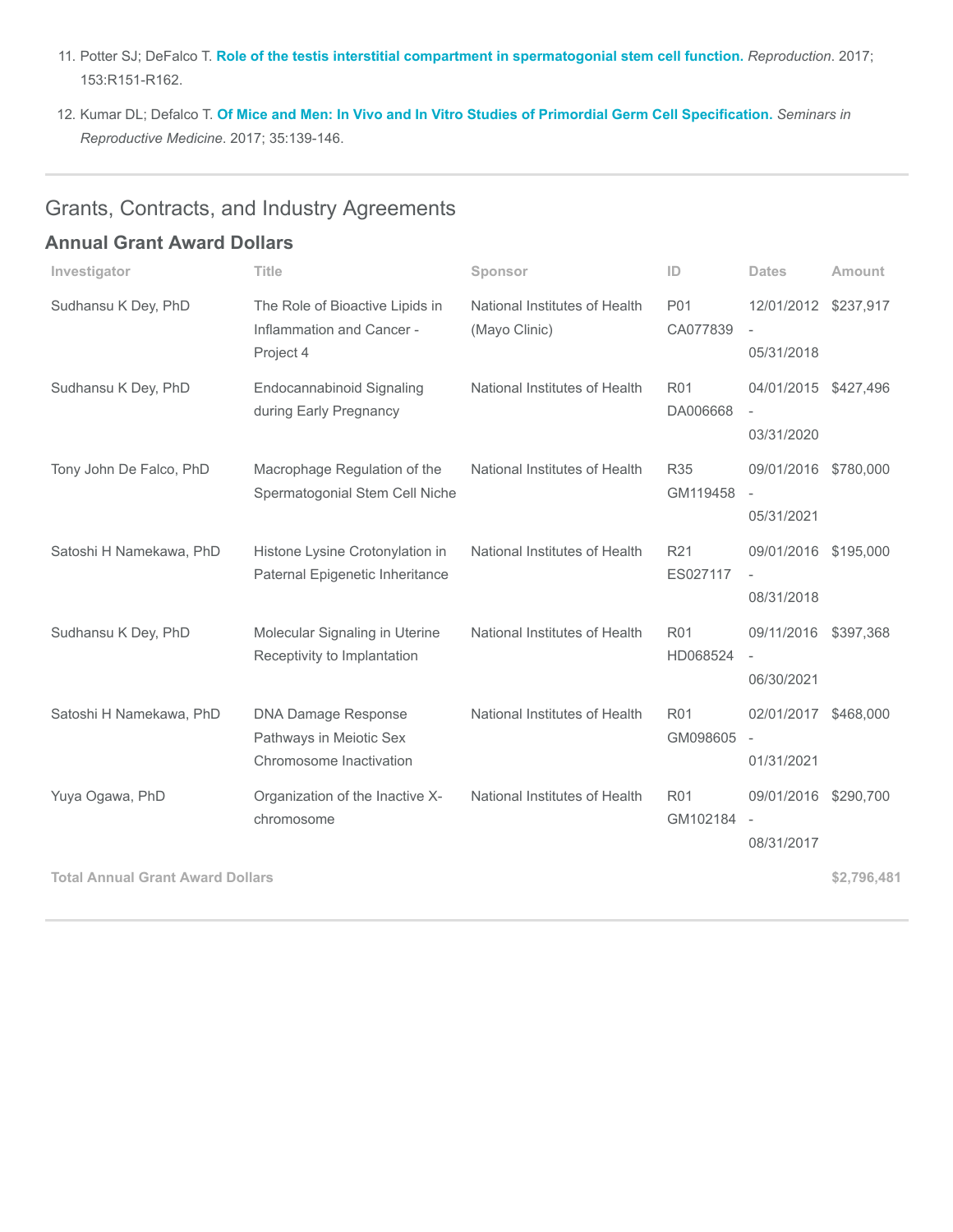11. Potter SJ; DeFalco T. **Role of the testis interstitial compartment in spermatogonial stem cell function.** *Reproduction*. 2017; 153:R151-R162.

12. Kumar DL; Defalco T. **Of Mice and Men: In Vivo and In Vitro Studies of Primordial Germ Cell Specification.** *Seminars in Reproductive Medicine*. 2017; 35:139-146.

## Grants, Contracts, and Industry Agreements

### Annual Grant Award Dollars

| Investigator | Title | Sponsor | ID | Dates | Amount |
|---|---|---|---|---|---|
| Sudhansu K Dey, PhD | The Role of Bioactive Lipids in Inflammation and Cancer - Project 4 | National Institutes of Health (Mayo Clinic) | P01 CA077839 | 12/01/2012 - 05/31/2018 | $237,917 |
| Sudhansu K Dey, PhD | Endocannabinoid Signaling during Early Pregnancy | National Institutes of Health | R01 DA006668 | 04/01/2015 - 03/31/2020 | $427,496 |
| Tony John De Falco, PhD | Macrophage Regulation of the Spermatogonial Stem Cell Niche | National Institutes of Health | R35 GM119458 | 09/01/2016 - 05/31/2021 | $780,000 |
| Satoshi H Namekawa, PhD | Histone Lysine Crotonylation in Paternal Epigenetic Inheritance | National Institutes of Health | R21 ES027117 | 09/01/2016 - 08/31/2018 | $195,000 |
| Sudhansu K Dey, PhD | Molecular Signaling in Uterine Receptivity to Implantation | National Institutes of Health | R01 HD068524 | 09/11/2016 - 06/30/2021 | $397,368 |
| Satoshi H Namekawa, PhD | DNA Damage Response Pathways in Meiotic Sex Chromosome Inactivation | National Institutes of Health | R01 GM098605 | 02/01/2017 - 01/31/2021 | $468,000 |
| Yuya Ogawa, PhD | Organization of the Inactive X-chromosome | National Institutes of Health | R01 GM102184 | 09/01/2016 - 08/31/2017 | $290,700 |
| **Total Annual Grant Award Dollars** | | | | | **$2,796,481** |